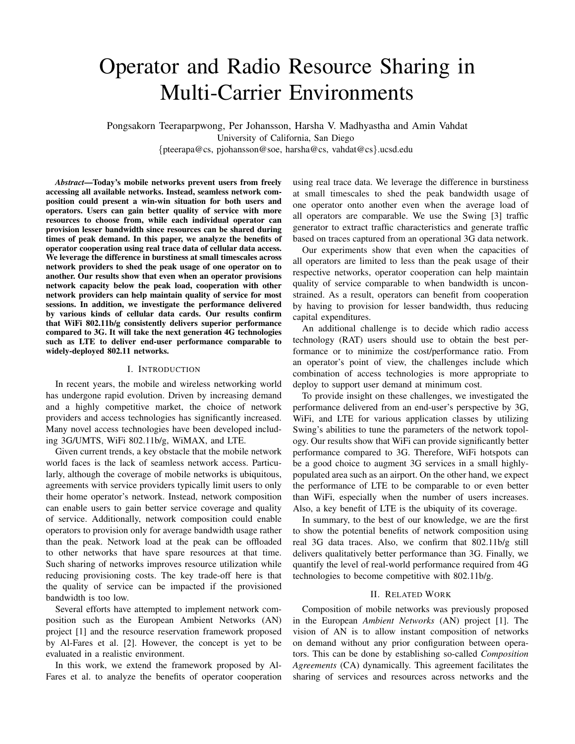# Operator and Radio Resource Sharing in Multi-Carrier Environments

Pongsakorn Teeraparpwong, Per Johansson, Harsha V. Madhyastha and Amin Vahdat
University of California, San Diego
{pteerapa@cs, pjohansson@soe, harsha@cs, vahdat@cs}.ucsd.edu

***Abstract*—Today's mobile networks prevent users from freely accessing all available networks. Instead, seamless network composition could present a win-win situation for both users and operators. Users can gain better quality of service with more resources to choose from, while each individual operator can provision lesser bandwidth since resources can be shared during times of peak demand. In this paper, we analyze the benefits of operator cooperation using real trace data of cellular data access. We leverage the difference in burstiness at small timescales across network providers to shed the peak usage of one operator on to another. Our results show that even when an operator provisions network capacity below the peak load, cooperation with other network providers can help maintain quality of service for most sessions. In addition, we investigate the performance delivered by various kinds of cellular data cards. Our results confirm that WiFi 802.11b/g consistently delivers superior performance compared to 3G. It will take the next generation 4G technologies such as LTE to deliver end-user performance comparable to widely-deployed 802.11 networks.**

## I. Introduction

In recent years, the mobile and wireless networking world has undergone rapid evolution. Driven by increasing demand and a highly competitive market, the choice of network providers and access technologies has significantly increased. Many novel access technologies have been developed including 3G/UMTS, WiFi 802.11b/g, WiMAX, and LTE.

Given current trends, a key obstacle that the mobile network world faces is the lack of seamless network access. Particularly, although the coverage of mobile networks is ubiquitous, agreements with service providers typically limit users to only their home operator's network. Instead, network composition can enable users to gain better service coverage and quality of service. Additionally, network composition could enable operators to provision only for average bandwidth usage rather than the peak. Network load at the peak can be offloaded to other networks that have spare resources at that time. Such sharing of networks improves resource utilization while reducing provisioning costs. The key trade-off here is that the quality of service can be impacted if the provisioned bandwidth is too low.

Several efforts have attempted to implement network composition such as the European Ambient Networks (AN) project [1] and the resource reservation framework proposed by Al-Fares et al. [2]. However, the concept is yet to be evaluated in a realistic environment.

In this work, we extend the framework proposed by Al-Fares et al. to analyze the benefits of operator cooperation using real trace data. We leverage the difference in burstiness at small timescales to shed the peak bandwidth usage of one operator onto another even when the average load of all operators are comparable. We use the Swing [3] traffic generator to extract traffic characteristics and generate traffic based on traces captured from an operational 3G data network.

Our experiments show that even when the capacities of all operators are limited to less than the peak usage of their respective networks, operator cooperation can help maintain quality of service comparable to when bandwidth is unconstrained. As a result, operators can benefit from cooperation by having to provision for lesser bandwidth, thus reducing capital expenditures.

An additional challenge is to decide which radio access technology (RAT) users should use to obtain the best performance or to minimize the cost/performance ratio. From an operator's point of view, the challenges include which combination of access technologies is more appropriate to deploy to support user demand at minimum cost.

To provide insight on these challenges, we investigated the performance delivered from an end-user's perspective by 3G, WiFi, and LTE for various application classes by utilizing Swing's abilities to tune the parameters of the network topology. Our results show that WiFi can provide significantly better performance compared to 3G. Therefore, WiFi hotspots can be a good choice to augment 3G services in a small highly-populated area such as an airport. On the other hand, we expect the performance of LTE to be comparable to or even better than WiFi, especially when the number of users increases. Also, a key benefit of LTE is the ubiquity of its coverage.

In summary, to the best of our knowledge, we are the first to show the potential benefits of network composition using real 3G data traces. Also, we confirm that 802.11b/g still delivers qualitatively better performance than 3G. Finally, we quantify the level of real-world performance required from 4G technologies to become competitive with 802.11b/g.

## II. Related Work

Composition of mobile networks was previously proposed in the European *Ambient Networks* (AN) project [1]. The vision of AN is to allow instant composition of networks on demand without any prior configuration between operators. This can be done by establishing so-called *Composition Agreements* (CA) dynamically. This agreement facilitates the sharing of services and resources across networks and the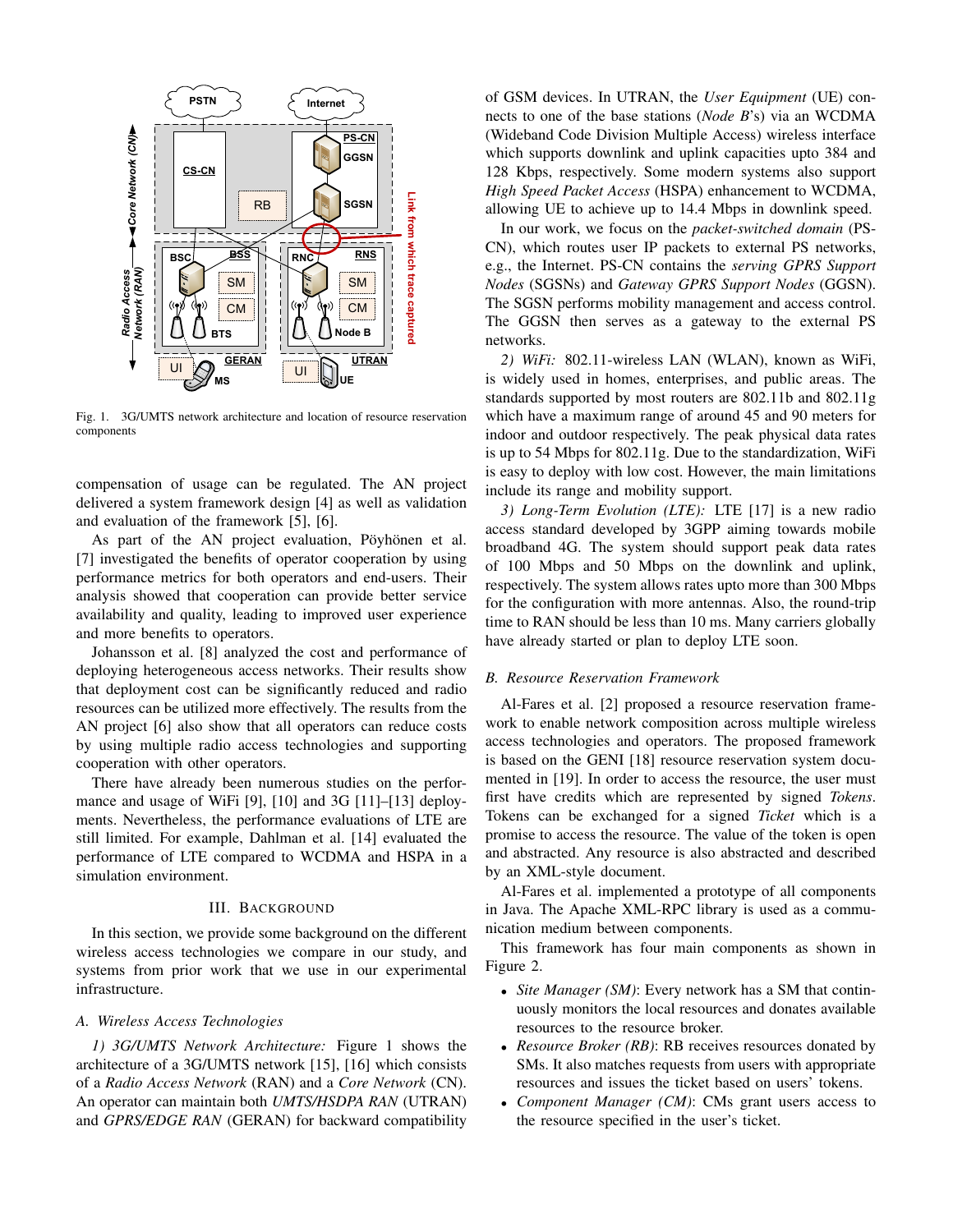Fig. 1. 3G/UMTS network architecture and location of resource reservation components

compensation of usage can be regulated. The AN project delivered a system framework design [4] as well as validation and evaluation of the framework [5], [6].

As part of the AN project evaluation, Pöyhönen et al. [7] investigated the benefits of operator cooperation by using performance metrics for both operators and end-users. Their analysis showed that cooperation can provide better service availability and quality, leading to improved user experience and more benefits to operators.

Johansson et al. [8] analyzed the cost and performance of deploying heterogeneous access networks. Their results show that deployment cost can be significantly reduced and radio resources can be utilized more effectively. The results from the AN project [6] also show that all operators can reduce costs by using multiple radio access technologies and supporting cooperation with other operators.

There have already been numerous studies on the performance and usage of WiFi [9], [10] and 3G [11]–[13] deployments. Nevertheless, the performance evaluations of LTE are still limited. For example, Dahlman et al. [14] evaluated the performance of LTE compared to WCDMA and HSPA in a simulation environment.

## III. Background

In this section, we provide some background on the different wireless access technologies we compare in our study, and systems from prior work that we use in our experimental infrastructure.

### A. Wireless Access Technologies

*1) 3G/UMTS Network Architecture:* Figure 1 shows the architecture of a 3G/UMTS network [15], [16] which consists of a *Radio Access Network* (RAN) and a *Core Network* (CN). An operator can maintain both *UMTS/HSDPA RAN* (UTRAN) and *GPRS/EDGE RAN* (GERAN) for backward compatibility of GSM devices. In UTRAN, the *User Equipment* (UE) connects to one of the base stations (*Node B*'s) via an WCDMA (Wideband Code Division Multiple Access) wireless interface which supports downlink and uplink capacities upto 384 and 128 Kbps, respectively. Some modern systems also support *High Speed Packet Access* (HSPA) enhancement to WCDMA, allowing UE to achieve up to 14.4 Mbps in downlink speed.

In our work, we focus on the *packet-switched domain* (PS-CN), which routes user IP packets to external PS networks, e.g., the Internet. PS-CN contains the *serving GPRS Support Nodes* (SGSNs) and *Gateway GPRS Support Nodes* (GGSN). The SGSN performs mobility management and access control. The GGSN then serves as a gateway to the external PS networks.

*2) WiFi:* 802.11-wireless LAN (WLAN), known as WiFi, is widely used in homes, enterprises, and public areas. The standards supported by most routers are 802.11b and 802.11g which have a maximum range of around 45 and 90 meters for indoor and outdoor respectively. The peak physical data rates is up to 54 Mbps for 802.11g. Due to the standardization, WiFi is easy to deploy with low cost. However, the main limitations include its range and mobility support.

*3) Long-Term Evolution (LTE):* LTE [17] is a new radio access standard developed by 3GPP aiming towards mobile broadband 4G. The system should support peak data rates of 100 Mbps and 50 Mbps on the downlink and uplink, respectively. The system allows rates upto more than 300 Mbps for the configuration with more antennas. Also, the round-trip time to RAN should be less than 10 ms. Many carriers globally have already started or plan to deploy LTE soon.

### B. Resource Reservation Framework

Al-Fares et al. [2] proposed a resource reservation framework to enable network composition across multiple wireless access technologies and operators. The proposed framework is based on the GENI [18] resource reservation system documented in [19]. In order to access the resource, the user must first have credits which are represented by signed *Tokens*. Tokens can be exchanged for a signed *Ticket* which is a promise to access the resource. The value of the token is open and abstracted. Any resource is also abstracted and described by an XML-style document.

Al-Fares et al. implemented a prototype of all components in Java. The Apache XML-RPC library is used as a communication medium between components.

This framework has four main components as shown in Figure 2.

- *Site Manager (SM)*: Every network has a SM that continuously monitors the local resources and donates available resources to the resource broker.
- *Resource Broker (RB)*: RB receives resources donated by SMs. It also matches requests from users with appropriate resources and issues the ticket based on users' tokens.
- *Component Manager (CM)*: CMs grant users access to the resource specified in the user's ticket.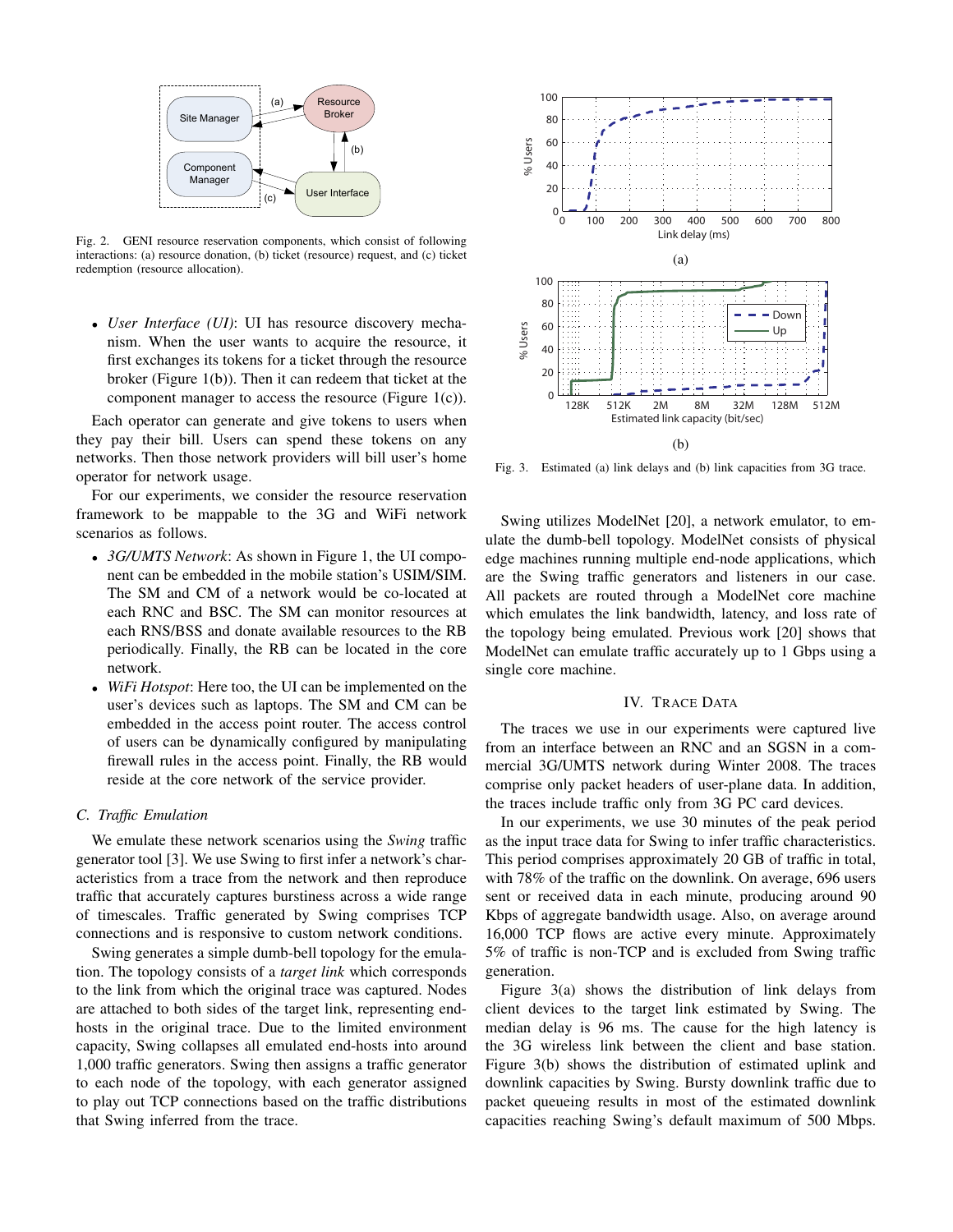Fig. 2. GENI resource reservation components, which consist of following interactions: (a) resource donation, (b) ticket (resource) request, and (c) ticket redemption (resource allocation).

- *User Interface (UI)*: UI has resource discovery mechanism. When the user wants to acquire the resource, it first exchanges its tokens for a ticket through the resource broker (Figure 1(b)). Then it can redeem that ticket at the component manager to access the resource (Figure 1(c)).

Each operator can generate and give tokens to users when they pay their bill. Users can spend these tokens on any networks. Then those network providers will bill user's home operator for network usage.

For our experiments, we consider the resource reservation framework to be mappable to the 3G and WiFi network scenarios as follows.

- *3G/UMTS Network*: As shown in Figure 1, the UI component can be embedded in the mobile station's USIM/SIM. The SM and CM of a network would be co-located at each RNC and BSC. The SM can monitor resources at each RNS/BSS and donate available resources to the RB periodically. Finally, the RB can be located in the core network.
- *WiFi Hotspot*: Here too, the UI can be implemented on the user's devices such as laptops. The SM and CM can be embedded in the access point router. The access control of users can be dynamically configured by manipulating firewall rules in the access point. Finally, the RB would reside at the core network of the service provider.

### C. Traffic Emulation

We emulate these network scenarios using the *Swing* traffic generator tool [3]. We use Swing to first infer a network's characteristics from a trace from the network and then reproduce traffic that accurately captures burstiness across a wide range of timescales. Traffic generated by Swing comprises TCP connections and is responsive to custom network conditions.

Swing generates a simple dumb-bell topology for the emulation. The topology consists of a *target link* which corresponds to the link from which the original trace was captured. Nodes are attached to both sides of the target link, representing end-hosts in the original trace. Due to the limited environment capacity, Swing collapses all emulated end-hosts into around 1,000 traffic generators. Swing then assigns a traffic generator to each node of the topology, with each generator assigned to play out TCP connections based on the traffic distributions that Swing inferred from the trace.

Fig. 3. Estimated (a) link delays and (b) link capacities from 3G trace.

Swing utilizes ModelNet [20], a network emulator, to emulate the dumb-bell topology. ModelNet consists of physical edge machines running multiple end-node applications, which are the Swing traffic generators and listeners in our case. All packets are routed through a ModelNet core machine which emulates the link bandwidth, latency, and loss rate of the topology being emulated. Previous work [20] shows that ModelNet can emulate traffic accurately up to 1 Gbps using a single core machine.

## IV. Trace Data

The traces we use in our experiments were captured live from an interface between an RNC and an SGSN in a commercial 3G/UMTS network during Winter 2008. The traces comprise only packet headers of user-plane data. In addition, the traces include traffic only from 3G PC card devices.

In our experiments, we use 30 minutes of the peak period as the input trace data for Swing to infer traffic characteristics. This period comprises approximately 20 GB of traffic in total, with 78% of the traffic on the downlink. On average, 696 users sent or received data in each minute, producing around 90 Kbps of aggregate bandwidth usage. Also, on average around 16,000 TCP flows are active every minute. Approximately 5% of traffic is non-TCP and is excluded from Swing traffic generation.

Figure 3(a) shows the distribution of link delays from client devices to the target link estimated by Swing. The median delay is 96 ms. The cause for the high latency is the 3G wireless link between the client and base station. Figure 3(b) shows the distribution of estimated uplink and downlink capacities by Swing. Bursty downlink traffic due to packet queueing results in most of the estimated downlink capacities reaching Swing's default maximum of 500 Mbps.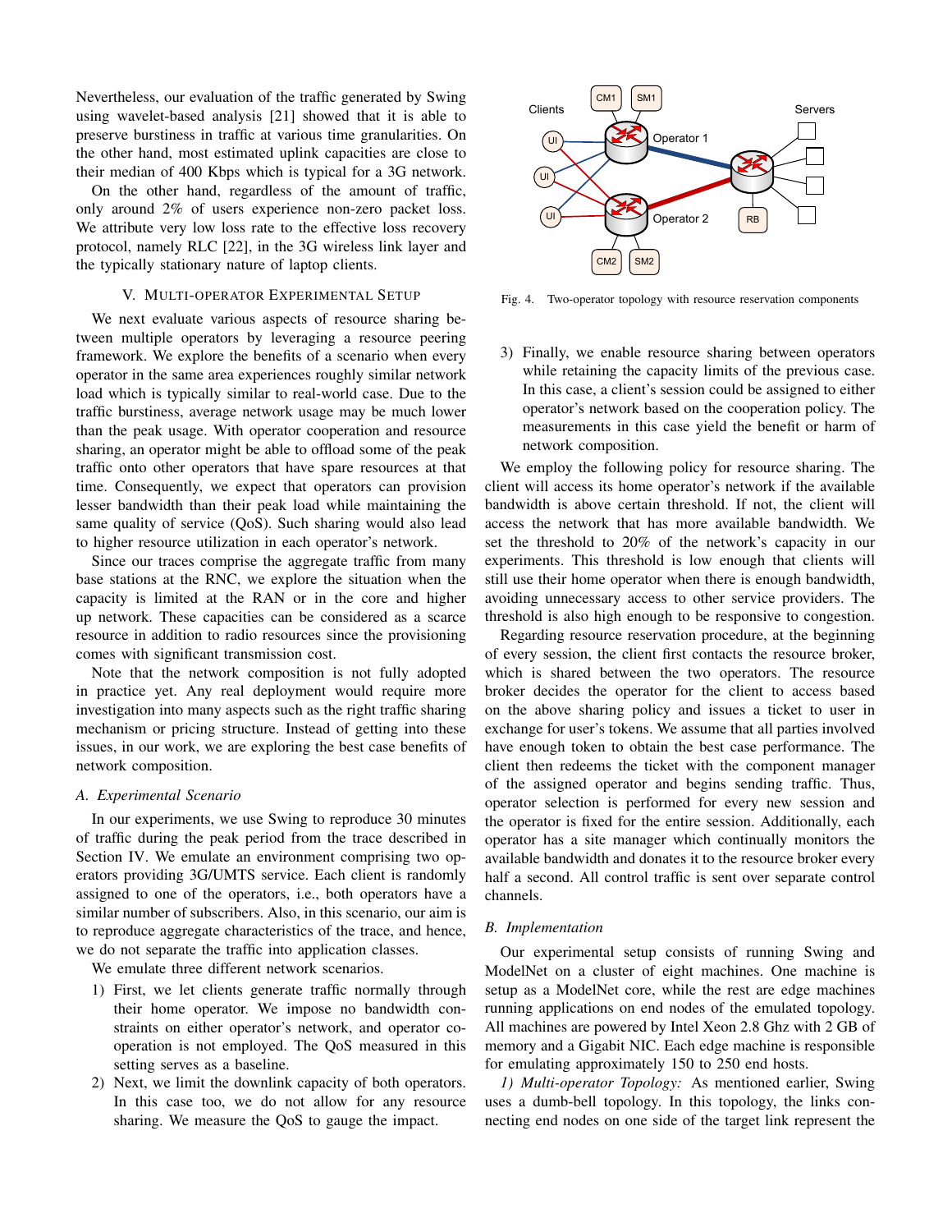Nevertheless, our evaluation of the traffic generated by Swing using wavelet-based analysis [21] showed that it is able to preserve burstiness in traffic at various time granularities. On the other hand, most estimated uplink capacities are close to their median of 400 Kbps which is typical for a 3G network.

On the other hand, regardless of the amount of traffic, only around 2% of users experience non-zero packet loss. We attribute very low loss rate to the effective loss recovery protocol, namely RLC [22], in the 3G wireless link layer and the typically stationary nature of laptop clients.

## V. Multi-Operator Experimental Setup

We next evaluate various aspects of resource sharing between multiple operators by leveraging a resource peering framework. We explore the benefits of a scenario when every operator in the same area experiences roughly similar network load which is typically similar to real-world case. Due to the traffic burstiness, average network usage may be much lower than the peak usage. With operator cooperation and resource sharing, an operator might be able to offload some of the peak traffic onto other operators that have spare resources at that time. Consequently, we expect that operators can provision lesser bandwidth than their peak load while maintaining the same quality of service (QoS). Such sharing would also lead to higher resource utilization in each operator's network.

Since our traces comprise the aggregate traffic from many base stations at the RNC, we explore the situation when the capacity is limited at the RAN or in the core and higher up network. These capacities can be considered as a scarce resource in addition to radio resources since the provisioning comes with significant transmission cost.

Note that the network composition is not fully adopted in practice yet. Any real deployment would require more investigation into many aspects such as the right traffic sharing mechanism or pricing structure. Instead of getting into these issues, in our work, we are exploring the best case benefits of network composition.

### A. Experimental Scenario

In our experiments, we use Swing to reproduce 30 minutes of traffic during the peak period from the trace described in Section IV. We emulate an environment comprising two operators providing 3G/UMTS service. Each client is randomly assigned to one of the operators, i.e., both operators have a similar number of subscribers. Also, in this scenario, our aim is to reproduce aggregate characteristics of the trace, and hence, we do not separate the traffic into application classes.

We emulate three different network scenarios.

1) First, we let clients generate traffic normally through their home operator. We impose no bandwidth constraints on either operator's network, and operator cooperation is not employed. The QoS measured in this setting serves as a baseline.
2) Next, we limit the downlink capacity of both operators. In this case too, we do not allow for any resource sharing. We measure the QoS to gauge the impact.
3) Finally, we enable resource sharing between operators while retaining the capacity limits of the previous case. In this case, a client's session could be assigned to either operator's network based on the cooperation policy. The measurements in this case yield the benefit or harm of network composition.

Fig. 4. Two-operator topology with resource reservation components

We employ the following policy for resource sharing. The client will access its home operator's network if the available bandwidth is above certain threshold. If not, the client will access the network that has more available bandwidth. We set the threshold to 20% of the network's capacity in our experiments. This threshold is low enough that clients will still use their home operator when there is enough bandwidth, avoiding unnecessary access to other service providers. The threshold is also high enough to be responsive to congestion.

Regarding resource reservation procedure, at the beginning of every session, the client first contacts the resource broker, which is shared between the two operators. The resource broker decides the operator for the client to access based on the above sharing policy and issues a ticket to user in exchange for user's tokens. We assume that all parties involved have enough token to obtain the best case performance. The client then redeems the ticket with the component manager of the assigned operator and begins sending traffic. Thus, operator selection is performed for every new session and the operator is fixed for the entire session. Additionally, each operator has a site manager which continually monitors the available bandwidth and donates it to the resource broker every half a second. All control traffic is sent over separate control channels.

### B. Implementation

Our experimental setup consists of running Swing and ModelNet on a cluster of eight machines. One machine is setup as a ModelNet core, while the rest are edge machines running applications on end nodes of the emulated topology. All machines are powered by Intel Xeon 2.8 Ghz with 2 GB of memory and a Gigabit NIC. Each edge machine is responsible for emulating approximately 150 to 250 end hosts.

*1) Multi-operator Topology:* As mentioned earlier, Swing uses a dumb-bell topology. In this topology, the links connecting end nodes on one side of the target link represent the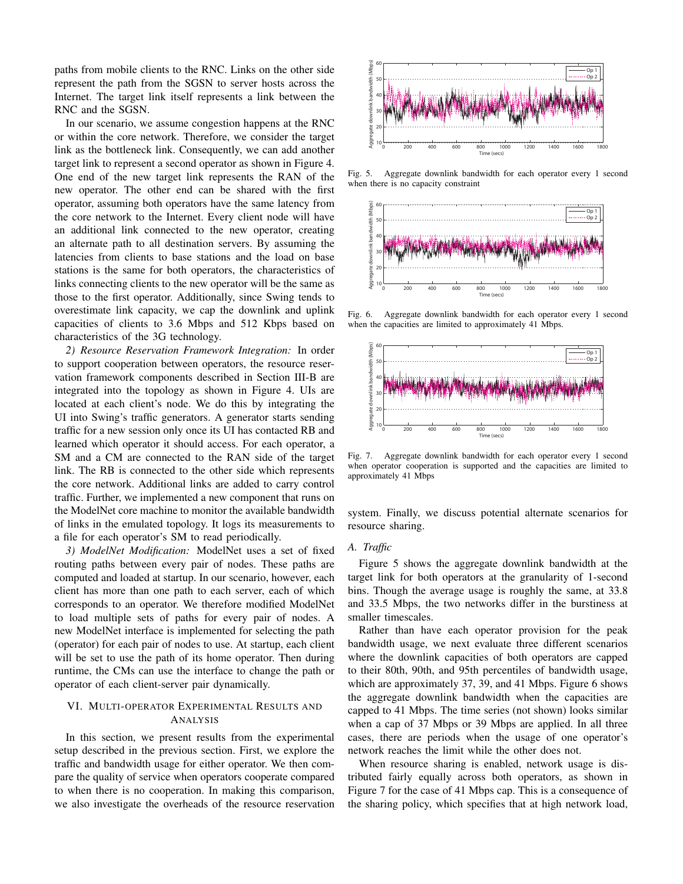paths from mobile clients to the RNC. Links on the other side represent the path from the SGSN to server hosts across the Internet. The target link itself represents a link between the RNC and the SGSN.

In our scenario, we assume congestion happens at the RNC or within the core network. Therefore, we consider the target link as the bottleneck link. Consequently, we can add another target link to represent a second operator as shown in Figure 4. One end of the new target link represents the RAN of the new operator. The other end can be shared with the first operator, assuming both operators have the same latency from the core network to the Internet. Every client node will have an additional link connected to the new operator, creating an alternate path to all destination servers. By assuming the latencies from clients to base stations and the load on base stations is the same for both operators, the characteristics of links connecting clients to the new operator will be the same as those to the first operator. Additionally, since Swing tends to overestimate link capacity, we cap the downlink and uplink capacities of clients to 3.6 Mbps and 512 Kbps based on characteristics of the 3G technology.

*2) Resource Reservation Framework Integration:* In order to support cooperation between operators, the resource reservation framework components described in Section III-B are integrated into the topology as shown in Figure 4. UIs are located at each client's node. We do this by integrating the UI into Swing's traffic generators. A generator starts sending traffic for a new session only once its UI has contacted RB and learned which operator it should access. For each operator, a SM and a CM are connected to the RAN side of the target link. The RB is connected to the other side which represents the core network. Additional links are added to carry control traffic. Further, we implemented a new component that runs on the ModelNet core machine to monitor the available bandwidth of links in the emulated topology. It logs its measurements to a file for each operator's SM to read periodically.

*3) ModelNet Modification:* ModelNet uses a set of fixed routing paths between every pair of nodes. These paths are computed and loaded at startup. In our scenario, however, each client has more than one path to each server, each of which corresponds to an operator. We therefore modified ModelNet to load multiple sets of paths for every pair of nodes. A new ModelNet interface is implemented for selecting the path (operator) for each pair of nodes to use. At startup, each client will be set to use the path of its home operator. Then during runtime, the CMs can use the interface to change the path or operator of each client-server pair dynamically.

## VI. Multi-operator Experimental Results and Analysis

In this section, we present results from the experimental setup described in the previous section. First, we explore the traffic and bandwidth usage for either operator. We then compare the quality of service when operators cooperate compared to when there is no cooperation. In making this comparison, we also investigate the overheads of the resource reservation system. Finally, we discuss potential alternate scenarios for resource sharing.

Fig. 5. Aggregate downlink bandwidth for each operator every 1 second when there is no capacity constraint

Fig. 6. Aggregate downlink bandwidth for each operator every 1 second when the capacities are limited to approximately 41 Mbps.

Fig. 7. Aggregate downlink bandwidth for each operator every 1 second when operator cooperation is supported and the capacities are limited to approximately 41 Mbps

### A. Traffic

Figure 5 shows the aggregate downlink bandwidth at the target link for both operators at the granularity of 1-second bins. Though the average usage is roughly the same, at 33.8 and 33.5 Mbps, the two networks differ in the burstiness at smaller timescales.

Rather than have each operator provision for the peak bandwidth usage, we next evaluate three different scenarios where the downlink capacities of both operators are capped to their 80th, 90th, and 95th percentiles of bandwidth usage, which are approximately 37, 39, and 41 Mbps. Figure 6 shows the aggregate downlink bandwidth when the capacities are capped to 41 Mbps. The time series (not shown) looks similar when a cap of 37 Mbps or 39 Mbps are applied. In all three cases, there are periods when the usage of one operator's network reaches the limit while the other does not.

When resource sharing is enabled, network usage is distributed fairly equally across both operators, as shown in Figure 7 for the case of 41 Mbps cap. This is a consequence of the sharing policy, which specifies that at high network load,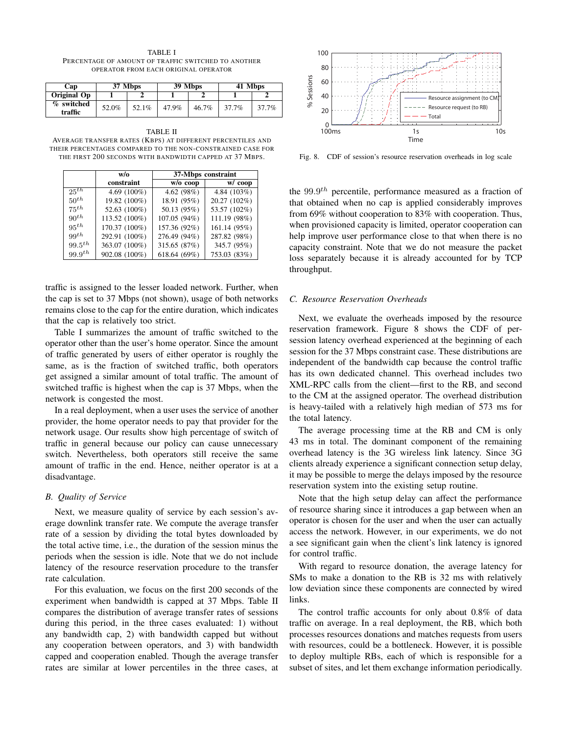TABLE I
PERCENTAGE OF AMOUNT OF TRAFFIC SWITCHED TO ANOTHER OPERATOR FROM EACH ORIGINAL OPERATOR

| Cap | 37 Mbps | | 39 Mbps | | 41 Mbps | |
|---|---|---|---|---|---|---|
| Original Op | 1 | 2 | 1 | 2 | 1 | 2 |
| % switched traffic | 52.0% | 52.1% | 47.9% | 46.7% | 37.7% | 37.7% |

TABLE II
AVERAGE TRANSFER RATES (KBPS) AT DIFFERENT PERCENTILES AND THEIR PERCENTAGES COMPARED TO THE NON-CONSTRAINED CASE FOR THE FIRST 200 SECONDS WITH BANDWIDTH CAPPED AT 37 MBPS.

| | w/o constraint | 37-Mbps constraint | |
|---|---|---|---|
| | | w/o coop | w/ coop |
| $25^{th}$ | 4.69 (100%) | 4.62 (98%) | 4.84 (103%) |
| $50^{th}$ | 19.82 (100%) | 18.91 (95%) | 20.27 (102%) |
| $75^{th}$ | 52.63 (100%) | 50.13 (95%) | 53.57 (102%) |
| $90^{th}$ | 113.52 (100%) | 107.05 (94%) | 111.19 (98%) |
| $95^{th}$ | 170.37 (100%) | 157.36 (92%) | 161.14 (95%) |
| $99^{th}$ | 292.91 (100%) | 276.49 (94%) | 287.82 (98%) |
| $99.5^{th}$ | 363.07 (100%) | 315.65 (87%) | 345.7 (95%) |
| $99.9^{th}$ | 902.08 (100%) | 618.64 (69%) | 753.03 (83%) |

traffic is assigned to the lesser loaded network. Further, when the cap is set to 37 Mbps (not shown), usage of both networks remains close to the cap for the entire duration, which indicates that the cap is relatively too strict.

Table I summarizes the amount of traffic switched to the operator other than the user's home operator. Since the amount of traffic generated by users of either operator is roughly the same, as is the fraction of switched traffic, both operators get assigned a similar amount of total traffic. The amount of switched traffic is highest when the cap is 37 Mbps, when the network is congested the most.

In a real deployment, when a user uses the service of another provider, the home operator needs to pay that provider for the network usage. Our results show high percentage of switch of traffic in general because our policy can cause unnecessary switch. Nevertheless, both operators still receive the same amount of traffic in the end. Hence, neither operator is at a disadvantage.

### B. Quality of Service

Next, we measure quality of service by each session's average downlink transfer rate. We compute the average transfer rate of a session by dividing the total bytes downloaded by the total active time, i.e., the duration of the session minus the periods when the session is idle. Note that we do not include latency of the resource reservation procedure to the transfer rate calculation.

For this evaluation, we focus on the first 200 seconds of the experiment when bandwidth is capped at 37 Mbps. Table II compares the distribution of average transfer rates of sessions during this period, in the three cases evaluated: 1) without any bandwidth cap, 2) with bandwidth capped but without any cooperation between operators, and 3) with bandwidth capped and cooperation enabled. Though the average transfer rates are similar at lower percentiles in the three cases, at the $99.9^{th}$ percentile, performance measured as a fraction of that obtained when no cap is applied considerably improves from 69% without cooperation to 83% with cooperation. Thus, when provisioned capacity is limited, operator cooperation can help improve user performance close to that when there is no capacity constraint. Note that we do not measure the packet loss separately because it is already accounted for by TCP throughput.

Fig. 8. CDF of session's resource reservation overheads in log scale

### C. Resource Reservation Overheads

Next, we evaluate the overheads imposed by the resource reservation framework. Figure 8 shows the CDF of per-session latency overhead experienced at the beginning of each session for the 37 Mbps constraint case. These distributions are independent of the bandwidth cap because the control traffic has its own dedicated channel. This overhead includes two XML-RPC calls from the client—first to the RB, and second to the CM at the assigned operator. The overhead distribution is heavy-tailed with a relatively high median of 573 ms for the total latency.

The average processing time at the RB and CM is only 43 ms in total. The dominant component of the remaining overhead latency is the 3G wireless link latency. Since 3G clients already experience a significant connection setup delay, it may be possible to merge the delays imposed by the resource reservation system into the existing setup routine.

Note that the high setup delay can affect the performance of resource sharing since it introduces a gap between when an operator is chosen for the user and when the user can actually access the network. However, in our experiments, we do not a see significant gain when the client's link latency is ignored for control traffic.

With regard to resource donation, the average latency for SMs to make a donation to the RB is 32 ms with relatively low deviation since these components are connected by wired links.

The control traffic accounts for only about 0.8% of data traffic on average. In a real deployment, the RB, which both processes resources donations and matches requests from users with resources, could be a bottleneck. However, it is possible to deploy multiple RBs, each of which is responsible for a subset of sites, and let them exchange information periodically.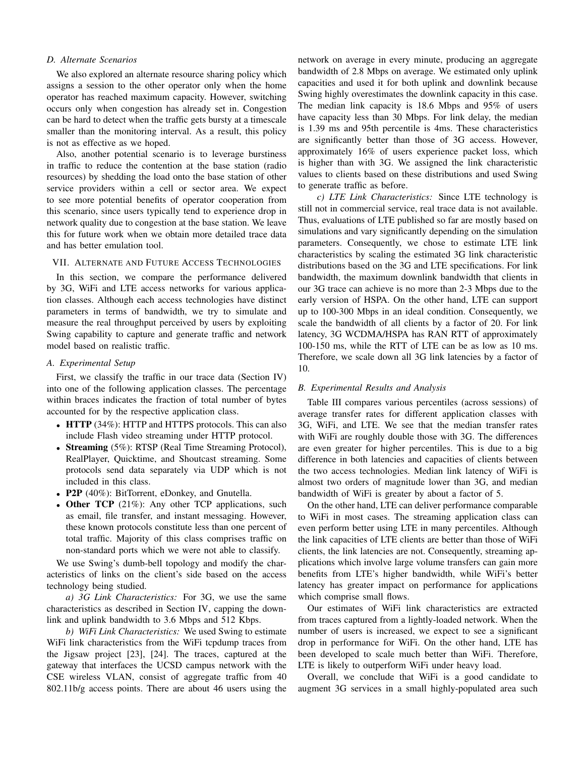### D. Alternate Scenarios

We also explored an alternate resource sharing policy which assigns a session to the other operator only when the home operator has reached maximum capacity. However, switching occurs only when congestion has already set in. Congestion can be hard to detect when the traffic gets bursty at a timescale smaller than the monitoring interval. As a result, this policy is not as effective as we hoped.

Also, another potential scenario is to leverage burstiness in traffic to reduce the contention at the base station (radio resources) by shedding the load onto the base station of other service providers within a cell or sector area. We expect to see more potential benefits of operator cooperation from this scenario, since users typically tend to experience drop in network quality due to congestion at the base station. We leave this for future work when we obtain more detailed trace data and has better emulation tool.

## VII. Alternate and Future Access Technologies

In this section, we compare the performance delivered by 3G, WiFi and LTE access networks for various application classes. Although each access technologies have distinct parameters in terms of bandwidth, we try to simulate and measure the real throughput perceived by users by exploiting Swing capability to capture and generate traffic and network model based on realistic traffic.

### A. Experimental Setup

First, we classify the traffic in our trace data (Section IV) into one of the following application classes. The percentage within braces indicates the fraction of total number of bytes accounted for by the respective application class.

- **HTTP** (34%): HTTP and HTTPS protocols. This can also include Flash video streaming under HTTP protocol.
- **Streaming** (5%): RTSP (Real Time Streaming Protocol), RealPlayer, Quicktime, and Shoutcast streaming. Some protocols send data separately via UDP which is not included in this class.
- **P2P** (40%): BitTorrent, eDonkey, and Gnutella.
- **Other TCP** (21%): Any other TCP applications, such as email, file transfer, and instant messaging. However, these known protocols constitute less than one percent of total traffic. Majority of this class comprises traffic on non-standard ports which we were not able to classify.

We use Swing's dumb-bell topology and modify the characteristics of links on the client's side based on the access technology being studied.

*a) 3G Link Characteristics:* For 3G, we use the same characteristics as described in Section IV, capping the downlink and uplink bandwidth to 3.6 Mbps and 512 Kbps.

*b) WiFi Link Characteristics:* We used Swing to estimate WiFi link characteristics from the WiFi tcpdump traces from the Jigsaw project [23], [24]. The traces, captured at the gateway that interfaces the UCSD campus network with the CSE wireless VLAN, consist of aggregate traffic from 40 802.11b/g access points. There are about 46 users using the network on average in every minute, producing an aggregate bandwidth of 2.8 Mbps on average. We estimated only uplink capacities and used it for both uplink and downlink because Swing highly overestimates the downlink capacity in this case. The median link capacity is 18.6 Mbps and 95% of users have capacity less than 30 Mbps. For link delay, the median is 1.39 ms and 95th percentile is 4ms. These characteristics are significantly better than those of 3G access. However, approximately 16% of users experience packet loss, which is higher than with 3G. We assigned the link characteristic values to clients based on these distributions and used Swing to generate traffic as before.

*c) LTE Link Characteristics:* Since LTE technology is still not in commercial service, real trace data is not available. Thus, evaluations of LTE published so far are mostly based on simulations and vary significantly depending on the simulation parameters. Consequently, we chose to estimate LTE link characteristics by scaling the estimated 3G link characteristic distributions based on the 3G and LTE specifications. For link bandwidth, the maximum downlink bandwidth that clients in our 3G trace can achieve is no more than 2-3 Mbps due to the early version of HSPA. On the other hand, LTE can support up to 100-300 Mbps in an ideal condition. Consequently, we scale the bandwidth of all clients by a factor of 20. For link latency, 3G WCDMA/HSPA has RAN RTT of approximately 100-150 ms, while the RTT of LTE can be as low as 10 ms. Therefore, we scale down all 3G link latencies by a factor of 10.

### B. Experimental Results and Analysis

Table III compares various percentiles (across sessions) of average transfer rates for different application classes with 3G, WiFi, and LTE. We see that the median transfer rates with WiFi are roughly double those with 3G. The differences are even greater for higher percentiles. This is due to a big difference in both latencies and capacities of clients between the two access technologies. Median link latency of WiFi is almost two orders of magnitude lower than 3G, and median bandwidth of WiFi is greater by about a factor of 5.

On the other hand, LTE can deliver performance comparable to WiFi in most cases. The streaming application class can even perform better using LTE in many percentiles. Although the link capacities of LTE clients are better than those of WiFi clients, the link latencies are not. Consequently, streaming applications which involve large volume transfers can gain more benefits from LTE's higher bandwidth, while WiFi's better latency has greater impact on performance for applications which comprise small flows.

Our estimates of WiFi link characteristics are extracted from traces captured from a lightly-loaded network. When the number of users is increased, we expect to see a significant drop in performance for WiFi. On the other hand, LTE has been developed to scale much better than WiFi. Therefore, LTE is likely to outperform WiFi under heavy load.

Overall, we conclude that WiFi is a good candidate to augment 3G services in a small highly-populated area such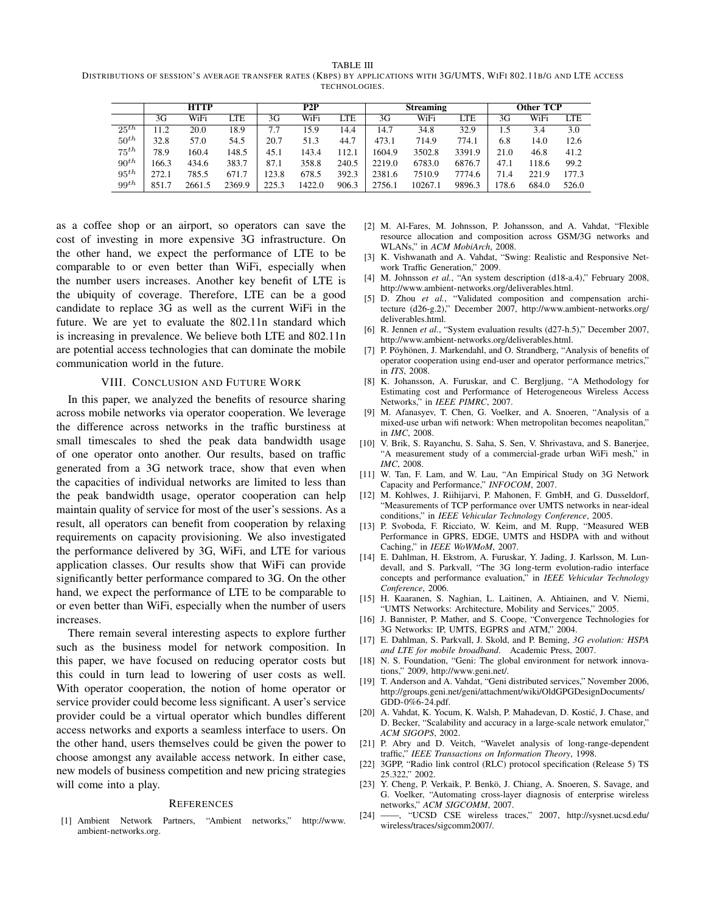TABLE III
DISTRIBUTIONS OF SESSION'S AVERAGE TRANSFER RATES (KBPS) BY APPLICATIONS WITH 3G/UMTS, WIFI 802.11B/G AND LTE ACCESS TECHNOLOGIES.

| | HTTP | | | P2P | | | Streaming | | | Other TCP | | |
|---|---|---|---|---|---|---|---|---|---|---|---|---|
| | 3G | WiFi | LTE | 3G | WiFi | LTE | 3G | WiFi | LTE | 3G | WiFi | LTE |
| $25^{th}$ | 11.2 | 20.0 | 18.9 | 7.7 | 15.9 | 14.4 | 14.7 | 34.8 | 32.9 | 1.5 | 3.4 | 3.0 |
| $50^{th}$ | 32.8 | 57.0 | 54.5 | 20.7 | 51.3 | 44.7 | 473.1 | 714.9 | 774.1 | 6.8 | 14.0 | 12.6 |
| $75^{th}$ | 78.9 | 160.4 | 148.5 | 45.1 | 143.4 | 112.1 | 1604.9 | 3502.8 | 3391.9 | 21.0 | 46.8 | 41.2 |
| $90^{th}$ | 166.3 | 434.6 | 383.7 | 87.1 | 358.8 | 240.5 | 2219.0 | 6783.0 | 6876.7 | 47.1 | 118.6 | 99.2 |
| $95^{th}$ | 272.1 | 785.5 | 671.7 | 123.8 | 678.5 | 392.3 | 2381.6 | 7510.9 | 7774.6 | 71.4 | 221.9 | 177.3 |
| $99^{th}$ | 851.7 | 2661.5 | 2369.9 | 225.3 | 1422.0 | 906.3 | 2756.1 | 10267.1 | 9896.3 | 178.6 | 684.0 | 526.0 |

as a coffee shop or an airport, so operators can save the cost of investing in more expensive 3G infrastructure. On the other hand, we expect the performance of LTE to be comparable to or even better than WiFi, especially when the number users increases. Another key benefit of LTE is the ubiquity of coverage. Therefore, LTE can be a good candidate to replace 3G as well as the current WiFi in the future. We are yet to evaluate the 802.11n standard which is increasing in prevalence. We believe both LTE and 802.11n are potential access technologies that can dominate the mobile communication world in the future.

## VIII. Conclusion and Future Work

In this paper, we analyzed the benefits of resource sharing across mobile networks via operator cooperation. We leverage the difference across networks in the traffic burstiness at small timescales to shed the peak data bandwidth usage of one operator onto another. Our results, based on traffic generated from a 3G network trace, show that even when the capacities of individual networks are limited to less than the peak bandwidth usage, operator cooperation can help maintain quality of service for most of the user's sessions. As a result, all operators can benefit from cooperation by relaxing requirements on capacity provisioning. We also investigated the performance delivered by 3G, WiFi, and LTE for various application classes. Our results show that WiFi can provide significantly better performance compared to 3G. On the other hand, we expect the performance of LTE to be comparable to or even better than WiFi, especially when the number of users increases.

There remain several interesting aspects to explore further such as the business model for network composition. In this paper, we have focused on reducing operator costs but this could in turn lead to lowering of user costs as well. With operator cooperation, the notion of home operator or service provider could become less significant. A user's service provider could be a virtual operator which bundles different access networks and exports a seamless interface to users. On the other hand, users themselves could be given the power to choose amongst any available access network. In either case, new models of business competition and new pricing strategies will come into a play.

## References

[1] Ambient Network Partners, "Ambient networks," http://www.ambient-networks.org.

[2] M. Al-Fares, M. Johnsson, P. Johansson, and A. Vahdat, "Flexible resource allocation and composition across GSM/3G networks and WLANs," in *ACM MobiArch*, 2008.

[3] K. Vishwanath and A. Vahdat, "Swing: Realistic and Responsive Network Traffic Generation," 2009.

[4] M. Johnsson *et al.*, "An system description (d18-a.4)," February 2008, http://www.ambient-networks.org/deliverables.html.

[5] D. Zhou *et al.*, "Validated composition and compensation architecture (d26-g.2)," December 2007, http://www.ambient-networks.org/deliverables.html.

[6] R. Jennen *et al.*, "System evaluation results (d27-h.5)," December 2007, http://www.ambient-networks.org/deliverables.html.

[7] P. Pöyhönen, J. Markendahl, and O. Strandberg, "Analysis of benefits of operator cooperation using end-user and operator performance metrics," in *ITS*, 2008.

[8] K. Johansson, A. Furuskar, and C. Bergljung, "A Methodology for Estimating cost and Performance of Heterogeneous Wireless Access Networks," in *IEEE PIMRC*, 2007.

[9] M. Afanasyev, T. Chen, G. Voelker, and A. Snoeren, "Analysis of a mixed-use urban wifi network: When metropolitan becomes neapolitan," in *IMC*, 2008.

[10] V. Brik, S. Rayanchu, S. Saha, S. Sen, V. Shrivastava, and S. Banerjee, "A measurement study of a commercial-grade urban WiFi mesh," in *IMC*, 2008.

[11] W. Tan, F. Lam, and W. Lau, "An Empirical Study on 3G Network Capacity and Performance," *INFOCOM*, 2007.

[12] M. Kohlwes, J. Riihijarvi, P. Mahonen, F. GmbH, and G. Dusseldorf, "Measurements of TCP performance over UMTS networks in near-ideal conditions," in *IEEE Vehicular Technology Conference*, 2005.

[13] P. Svoboda, F. Ricciato, W. Keim, and M. Rupp, "Measured WEB Performance in GPRS, EDGE, UMTS and HSDPA with and without Caching," in *IEEE WoWMoM*, 2007.

[14] E. Dahlman, H. Ekstrom, A. Furuskar, Y. Jading, J. Karlsson, M. Lundevall, and S. Parkvall, "The 3G long-term evolution-radio interface concepts and performance evaluation," in *IEEE Vehicular Technology Conference*, 2006.

[15] H. Kaaranen, S. Naghian, L. Laitinen, A. Ahtiainen, and V. Niemi, "UMTS Networks: Architecture, Mobility and Services," 2005.

[16] J. Bannister, P. Mather, and S. Coope, "Convergence Technologies for 3G Networks: IP, UMTS, EGPRS and ATM," 2004.

[17] E. Dahlman, S. Parkvall, J. Skold, and P. Beming, *3G evolution: HSPA and LTE for mobile broadband*. Academic Press, 2007.

[18] N. S. Foundation, "Geni: The global environment for network innovations," 2009, http://www.geni.net/.

[19] T. Anderson and A. Vahdat, "Geni distributed services," November 2006, http://groups.geni.net/geni/attachment/wiki/OldGPGDesignDocuments/GDD-0%6-24.pdf.

[20] A. Vahdat, K. Yocum, K. Walsh, P. Mahadevan, D. Kostić, J. Chase, and D. Becker, "Scalability and accuracy in a large-scale network emulator," *ACM SIGOPS*, 2002.

[21] P. Abry and D. Veitch, "Wavelet analysis of long-range-dependent traffic," *IEEE Transactions on Information Theory*, 1998.

[22] 3GPP, "Radio link control (RLC) protocol specification (Release 5) TS 25.322," 2002.

[23] Y. Cheng, P. Verkaik, P. Benkö, J. Chiang, A. Snoeren, S. Savage, and G. Voelker, "Automating cross-layer diagnosis of enterprise wireless networks," *ACM SIGCOMM*, 2007.

[24] ——, "UCSD CSE wireless traces," 2007, http://sysnet.ucsd.edu/wireless/traces/sigcomm2007/.